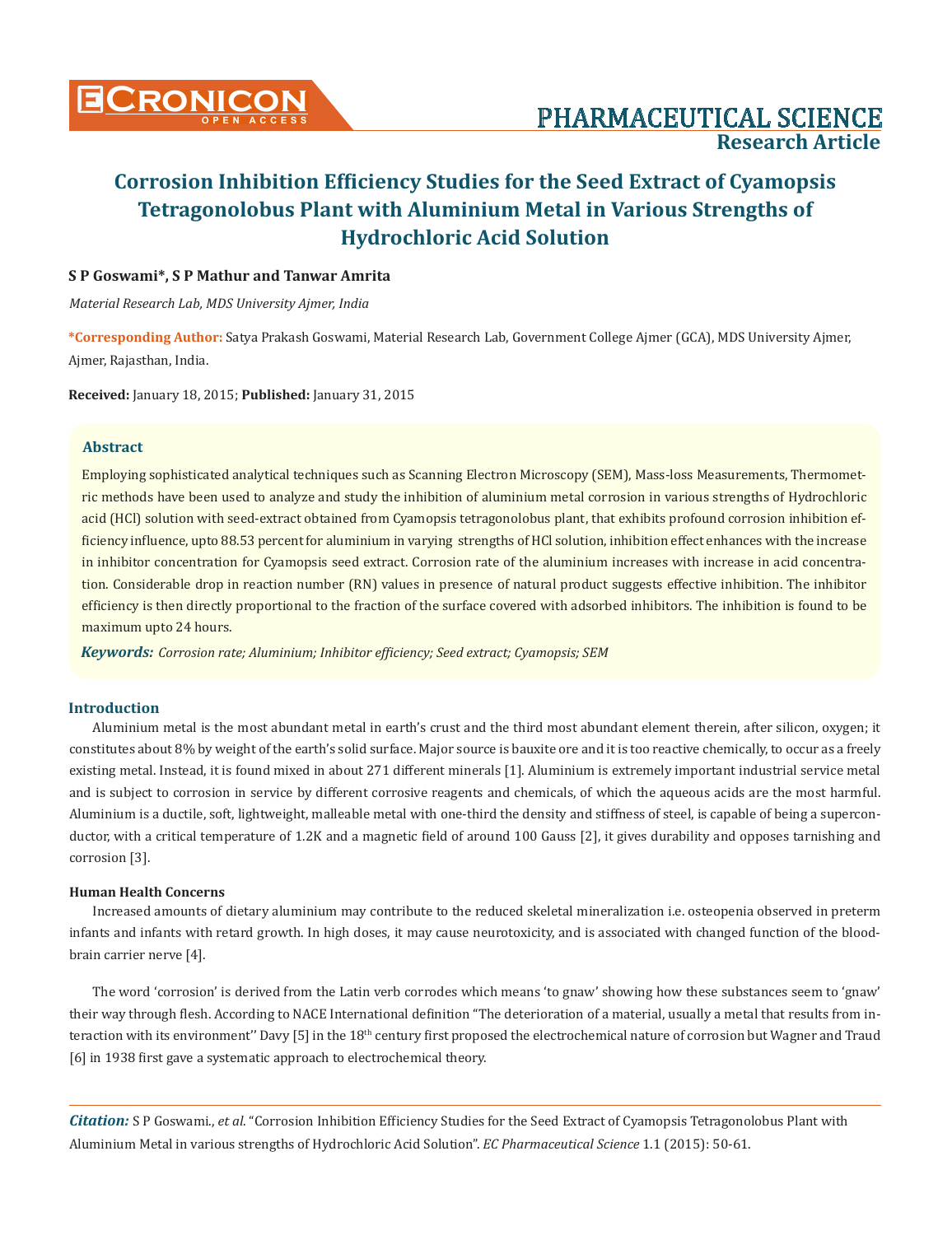# Corrosion Inhibition Efficiency Studies for the Seed Extract of Cyamopsis Tetragonolobus Plant with Aluminium Metal in Various Strengths of Hydrochloric Acid Solution

**S P Goswami\*, S P Mathur and Tanwar Amrita**

*Material Research Lab, MDS University Ajmer, India*

**\*Corresponding Author:** Satya Prakash Goswami, Material Research Lab, Government College Ajmer (GCA), MDS University Ajmer, Ajmer, Rajasthan, India.

**Received:** January 18, 2015; **Published:** January 31, 2015

## Abstract

Employing sophisticated analytical techniques such as Scanning Electron Microscopy (SEM), Mass-loss Measurements, Thermometric methods have been used to analyze and study the inhibition of aluminium metal corrosion in various strengths of Hydrochloric acid (HCl) solution with seed-extract obtained from Cyamopsis tetragonolobus plant, that exhibits profound corrosion inhibition efficiency influence, upto 88.53 percent for aluminium in varying strengths of HCl solution, inhibition effect enhances with the increase in inhibitor concentration for Cyamopsis seed extract. Corrosion rate of the aluminium increases with increase in acid concentration. Considerable drop in reaction number (RN) values in presence of natural product suggests effective inhibition. The inhibitor efficiency is then directly proportional to the fraction of the surface covered with adsorbed inhibitors. The inhibition is found to be maximum upto 24 hours.

***Keywords:*** *Corrosion rate; Aluminium; Inhibitor efficiency; Seed extract; Cyamopsis; SEM*

## Introduction

Aluminium metal is the most abundant metal in earth's crust and the third most abundant element therein, after silicon, oxygen; it constitutes about 8% by weight of the earth's solid surface. Major source is bauxite ore and it is too reactive chemically, to occur as a freely existing metal. Instead, it is found mixed in about 271 different minerals [1]. Aluminium is extremely important industrial service metal and is subject to corrosion in service by different corrosive reagents and chemicals, of which the aqueous acids are the most harmful. Aluminium is a ductile, soft, lightweight, malleable metal with one-third the density and stiffness of steel, is capable of being a superconductor, with a critical temperature of 1.2K and a magnetic field of around 100 Gauss [2], it gives durability and opposes tarnishing and corrosion [3].

### Human Health Concerns

Increased amounts of dietary aluminium may contribute to the reduced skeletal mineralization i.e. osteopenia observed in preterm infants and infants with retard growth. In high doses, it may cause neurotoxicity, and is associated with changed function of the blood-brain carrier nerve [4].

The word 'corrosion' is derived from the Latin verb corrodes which means 'to gnaw' showing how these substances seem to 'gnaw' their way through flesh. According to NACE International definition "The deterioration of a material, usually a metal that results from interaction with its environment'' Davy [5] in the 18th century first proposed the electrochemical nature of corrosion but Wagner and Traud [6] in 1938 first gave a systematic approach to electrochemical theory.

***Citation:*** S P Goswami., *et al*. "Corrosion Inhibition Efficiency Studies for the Seed Extract of Cyamopsis Tetragonolobus Plant with Aluminium Metal in various strengths of Hydrochloric Acid Solution". *EC Pharmaceutical Science* 1.1 (2015): 50-61.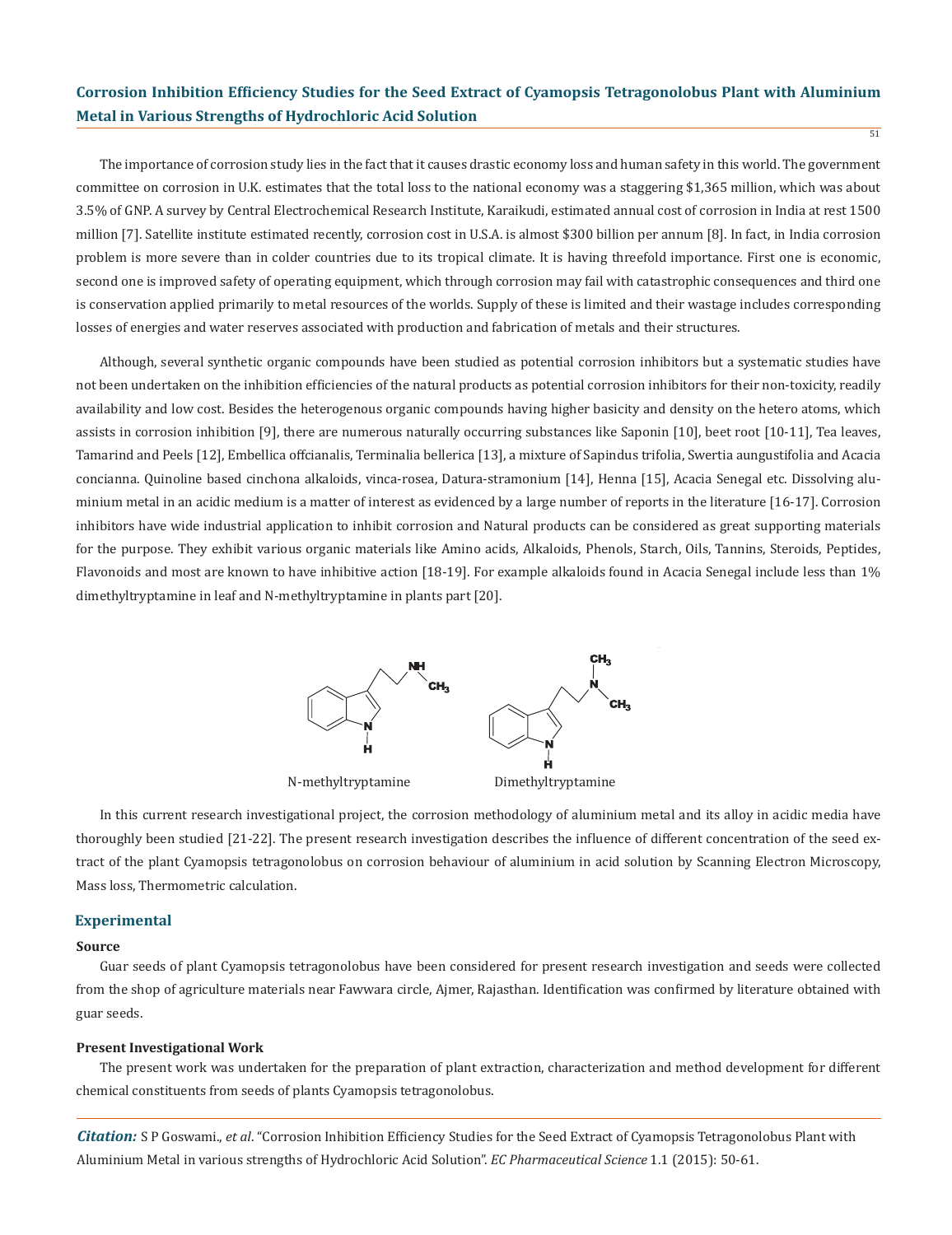The importance of corrosion study lies in the fact that it causes drastic economy loss and human safety in this world. The government committee on corrosion in U.K. estimates that the total loss to the national economy was a staggering $1,365 million, which was about 3.5% of GNP. A survey by Central Electrochemical Research Institute, Karaikudi, estimated annual cost of corrosion in India at rest 1500 million [7]. Satellite institute estimated recently, corrosion cost in U.S.A. is almost $300 billion per annum [8]. In fact, in India corrosion problem is more severe than in colder countries due to its tropical climate. It is having threefold importance. First one is economic, second one is improved safety of operating equipment, which through corrosion may fail with catastrophic consequences and third one is conservation applied primarily to metal resources of the worlds. Supply of these is limited and their wastage includes corresponding losses of energies and water reserves associated with production and fabrication of metals and their structures.

Although, several synthetic organic compounds have been studied as potential corrosion inhibitors but a systematic studies have not been undertaken on the inhibition efficiencies of the natural products as potential corrosion inhibitors for their non-toxicity, readily availability and low cost. Besides the heterogenous organic compounds having higher basicity and density on the hetero atoms, which assists in corrosion inhibition [9], there are numerous naturally occurring substances like Saponin [10], beet root [10-11], Tea leaves, Tamarind and Peels [12], Embellica offcianalis, Terminalia bellerica [13], a mixture of Sapindus trifolia, Swertia aungustifolia and Acacia concianna. Quinoline based cinchona alkaloids, vinca-rosea, Datura-stramonium [14], Henna [15], Acacia Senegal etc. Dissolving aluminium metal in an acidic medium is a matter of interest as evidenced by a large number of reports in the literature [16-17]. Corrosion inhibitors have wide industrial application to inhibit corrosion and Natural products can be considered as great supporting materials for the purpose. They exhibit various organic materials like Amino acids, Alkaloids, Phenols, Starch, Oils, Tannins, Steroids, Peptides, Flavonoids and most are known to have inhibitive action [18-19]. For example alkaloids found in Acacia Senegal include less than 1% dimethyltryptamine in leaf and N-methyltryptamine in plants part [20].

N-methyltryptamine　　　Dimethyltryptamine

In this current research investigational project, the corrosion methodology of aluminium metal and its alloy in acidic media have thoroughly been studied [21-22]. The present research investigation describes the influence of different concentration of the seed extract of the plant Cyamopsis tetragonolobus on corrosion behaviour of aluminium in acid solution by Scanning Electron Microscopy, Mass loss, Thermometric calculation.

## Experimental

### Source

Guar seeds of plant Cyamopsis tetragonolobus have been considered for present research investigation and seeds were collected from the shop of agriculture materials near Fawwara circle, Ajmer, Rajasthan. Identification was confirmed by literature obtained with guar seeds.

### Present Investigational Work

The present work was undertaken for the preparation of plant extraction, characterization and method development for different chemical constituents from seeds of plants Cyamopsis tetragonolobus.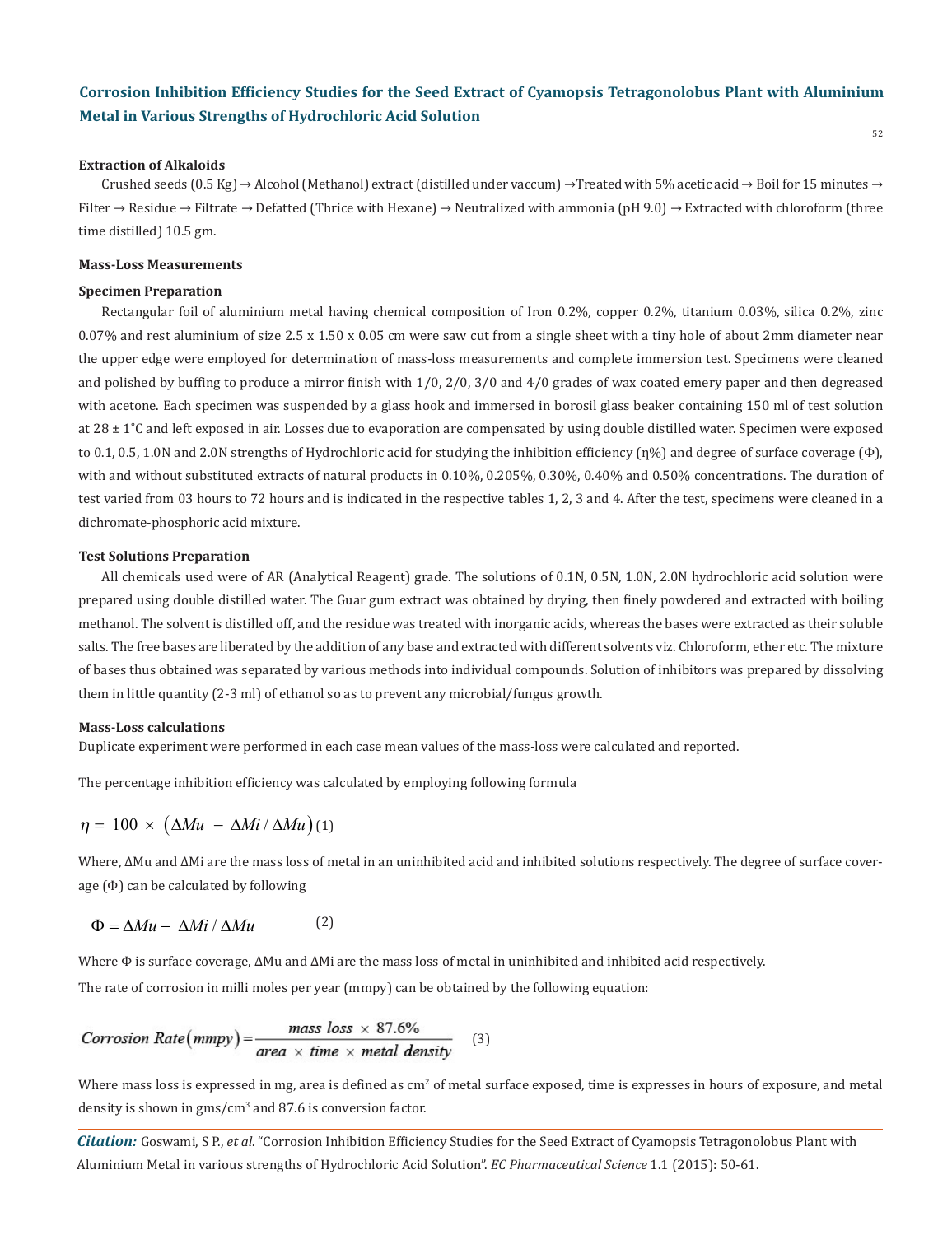### Extraction of Alkaloids

Crushed seeds (0.5 Kg) → Alcohol (Methanol) extract (distilled under vaccum) →Treated with 5% acetic acid → Boil for 15 minutes → Filter → Residue → Filtrate → Defatted (Thrice with Hexane) → Neutralized with ammonia (pH 9.0) → Extracted with chloroform (three time distilled) 10.5 gm.

### Mass-Loss Measurements

### Specimen Preparation

Rectangular foil of aluminium metal having chemical composition of Iron 0.2%, copper 0.2%, titanium 0.03%, silica 0.2%, zinc 0.07% and rest aluminium of size 2.5 x 1.50 x 0.05 cm were saw cut from a single sheet with a tiny hole of about 2mm diameter near the upper edge were employed for determination of mass-loss measurements and complete immersion test. Specimens were cleaned and polished by buffing to produce a mirror finish with 1/0, 2/0, 3/0 and 4/0 grades of wax coated emery paper and then degreased with acetone. Each specimen was suspended by a glass hook and immersed in borosil glass beaker containing 150 ml of test solution at 28 ± 1°C and left exposed in air. Losses due to evaporation are compensated by using double distilled water. Specimen were exposed to 0.1, 0.5, 1.0N and 2.0N strengths of Hydrochloric acid for studying the inhibition efficiency (η%) and degree of surface coverage (Φ), with and without substituted extracts of natural products in 0.10%, 0.205%, 0.30%, 0.40% and 0.50% concentrations. The duration of test varied from 03 hours to 72 hours and is indicated in the respective tables 1, 2, 3 and 4. After the test, specimens were cleaned in a dichromate-phosphoric acid mixture.

### Test Solutions Preparation

All chemicals used were of AR (Analytical Reagent) grade. The solutions of 0.1N, 0.5N, 1.0N, 2.0N hydrochloric acid solution were prepared using double distilled water. The Guar gum extract was obtained by drying, then finely powdered and extracted with boiling methanol. The solvent is distilled off, and the residue was treated with inorganic acids, whereas the bases were extracted as their soluble salts. The free bases are liberated by the addition of any base and extracted with different solvents viz. Chloroform, ether etc. The mixture of bases thus obtained was separated by various methods into individual compounds. Solution of inhibitors was prepared by dissolving them in little quantity (2-3 ml) of ethanol so as to prevent any microbial/fungus growth.

### Mass-Loss calculations

Duplicate experiment were performed in each case mean values of the mass-loss were calculated and reported.

The percentage inhibition efficiency was calculated by employing following formula

$$\eta = 100 \times \left(\Delta Mu - \Delta Mi / \Delta Mu\right) \quad (1)$$

Where, ΔMu and ΔMi are the mass loss of metal in an uninhibited acid and inhibited solutions respectively. The degree of surface coverage (Φ) can be calculated by following

$$\Phi = \Delta Mu - \Delta Mi / \Delta Mu \quad (2)$$

Where Φ is surface coverage, ΔMu and ΔMi are the mass loss of metal in uninhibited and inhibited acid respectively.

The rate of corrosion in milli moles per year (mmpy) can be obtained by the following equation:

$$Corrosion\ Rate(mmpy) = \frac{mass\ loss \times 87.6\%}{area \times time \times metal\ density} \quad (3)$$

Where mass loss is expressed in mg, area is defined as $cm^2$ of metal surface exposed, time is expresses in hours of exposure, and metal density is shown in $gms/cm^3$ and 87.6 is conversion factor.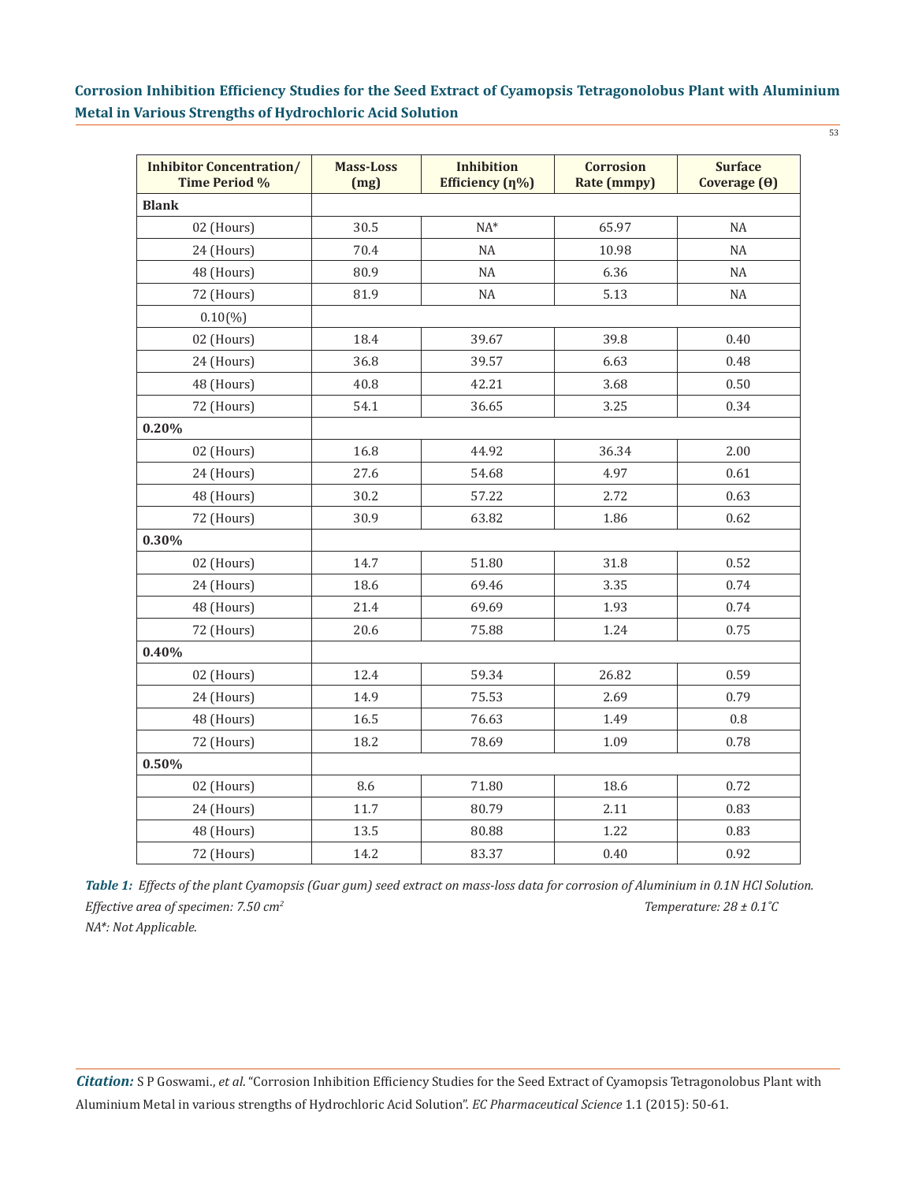| Inhibitor Concentration/ Time Period % | Mass-Loss (mg) | Inhibition Efficiency (η%) | Corrosion Rate (mmpy) | Surface Coverage (Θ) |
|---|---|---|---|---|
| **Blank** | | | | |
| 02 (Hours) | 30.5 | NA* | 65.97 | NA |
| 24 (Hours) | 70.4 | NA | 10.98 | NA |
| 48 (Hours) | 80.9 | NA | 6.36 | NA |
| 72 (Hours) | 81.9 | NA | 5.13 | NA |
| 0.10(%) | | | | |
| 02 (Hours) | 18.4 | 39.67 | 39.8 | 0.40 |
| 24 (Hours) | 36.8 | 39.57 | 6.63 | 0.48 |
| 48 (Hours) | 40.8 | 42.21 | 3.68 | 0.50 |
| 72 (Hours) | 54.1 | 36.65 | 3.25 | 0.34 |
| **0.20%** | | | | |
| 02 (Hours) | 16.8 | 44.92 | 36.34 | 2.00 |
| 24 (Hours) | 27.6 | 54.68 | 4.97 | 0.61 |
| 48 (Hours) | 30.2 | 57.22 | 2.72 | 0.63 |
| 72 (Hours) | 30.9 | 63.82 | 1.86 | 0.62 |
| **0.30%** | | | | |
| 02 (Hours) | 14.7 | 51.80 | 31.8 | 0.52 |
| 24 (Hours) | 18.6 | 69.46 | 3.35 | 0.74 |
| 48 (Hours) | 21.4 | 69.69 | 1.93 | 0.74 |
| 72 (Hours) | 20.6 | 75.88 | 1.24 | 0.75 |
| **0.40%** | | | | |
| 02 (Hours) | 12.4 | 59.34 | 26.82 | 0.59 |
| 24 (Hours) | 14.9 | 75.53 | 2.69 | 0.79 |
| 48 (Hours) | 16.5 | 76.63 | 1.49 | 0.8 |
| 72 (Hours) | 18.2 | 78.69 | 1.09 | 0.78 |
| **0.50%** | | | | |
| 02 (Hours) | 8.6 | 71.80 | 18.6 | 0.72 |
| 24 (Hours) | 11.7 | 80.79 | 2.11 | 0.83 |
| 48 (Hours) | 13.5 | 80.88 | 1.22 | 0.83 |
| 72 (Hours) | 14.2 | 83.37 | 0.40 | 0.92 |

***Table 1:*** *Effects of the plant Cyamopsis (Guar gum) seed extract on mass-loss data for corrosion of Aluminium in 0.1N HCl Solution.*

*Effective area of specimen: 7.50 $cm^2$* *Temperature: 28 ± 0.1˚C*

*NA\*: Not Applicable.*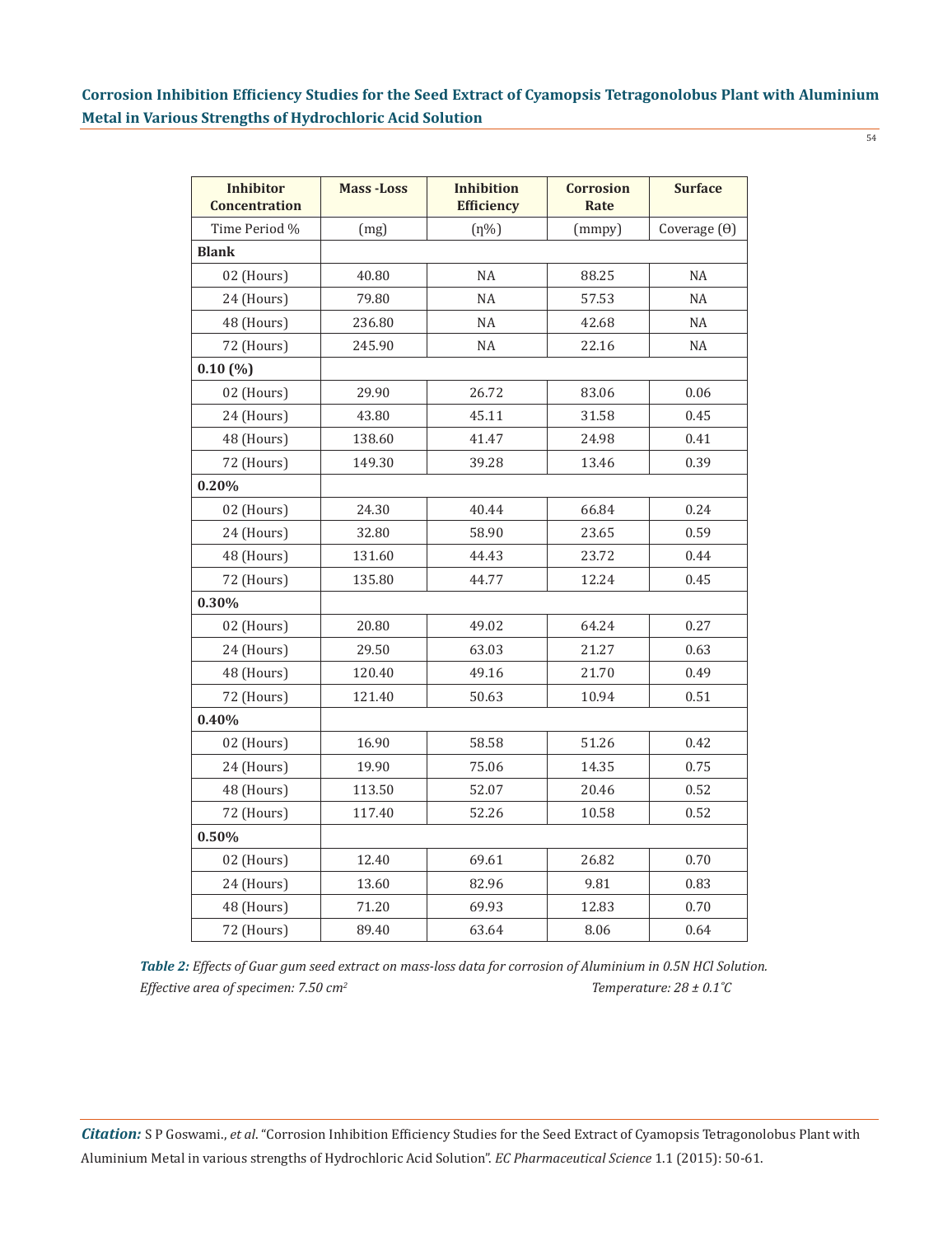| Inhibitor Concentration | Mass -Loss | Inhibition Efficiency | Corrosion Rate | Surface |
|---|---|---|---|---|
| Time Period % | (mg) | (η%) | (mmpy) | Coverage (Θ) |
| **Blank** | | | | |
| 02 (Hours) | 40.80 | NA | 88.25 | NA |
| 24 (Hours) | 79.80 | NA | 57.53 | NA |
| 48 (Hours) | 236.80 | NA | 42.68 | NA |
| 72 (Hours) | 245.90 | NA | 22.16 | NA |
| **0.10 (%)** | | | | |
| 02 (Hours) | 29.90 | 26.72 | 83.06 | 0.06 |
| 24 (Hours) | 43.80 | 45.11 | 31.58 | 0.45 |
| 48 (Hours) | 138.60 | 41.47 | 24.98 | 0.41 |
| 72 (Hours) | 149.30 | 39.28 | 13.46 | 0.39 |
| **0.20%** | | | | |
| 02 (Hours) | 24.30 | 40.44 | 66.84 | 0.24 |
| 24 (Hours) | 32.80 | 58.90 | 23.65 | 0.59 |
| 48 (Hours) | 131.60 | 44.43 | 23.72 | 0.44 |
| 72 (Hours) | 135.80 | 44.77 | 12.24 | 0.45 |
| **0.30%** | | | | |
| 02 (Hours) | 20.80 | 49.02 | 64.24 | 0.27 |
| 24 (Hours) | 29.50 | 63.03 | 21.27 | 0.63 |
| 48 (Hours) | 120.40 | 49.16 | 21.70 | 0.49 |
| 72 (Hours) | 121.40 | 50.63 | 10.94 | 0.51 |
| **0.40%** | | | | |
| 02 (Hours) | 16.90 | 58.58 | 51.26 | 0.42 |
| 24 (Hours) | 19.90 | 75.06 | 14.35 | 0.75 |
| 48 (Hours) | 113.50 | 52.07 | 20.46 | 0.52 |
| 72 (Hours) | 117.40 | 52.26 | 10.58 | 0.52 |
| **0.50%** | | | | |
| 02 (Hours) | 12.40 | 69.61 | 26.82 | 0.70 |
| 24 (Hours) | 13.60 | 82.96 | 9.81 | 0.83 |
| 48 (Hours) | 71.20 | 69.93 | 12.83 | 0.70 |
| 72 (Hours) | 89.40 | 63.64 | 8.06 | 0.64 |

***Table 2:*** *Effects of Guar gum seed extract on mass-loss data for corrosion of Aluminium in 0.5N HCl Solution.*
*Effective area of specimen: 7.50 cm$^2$* *Temperature: 28 ± 0.1°C*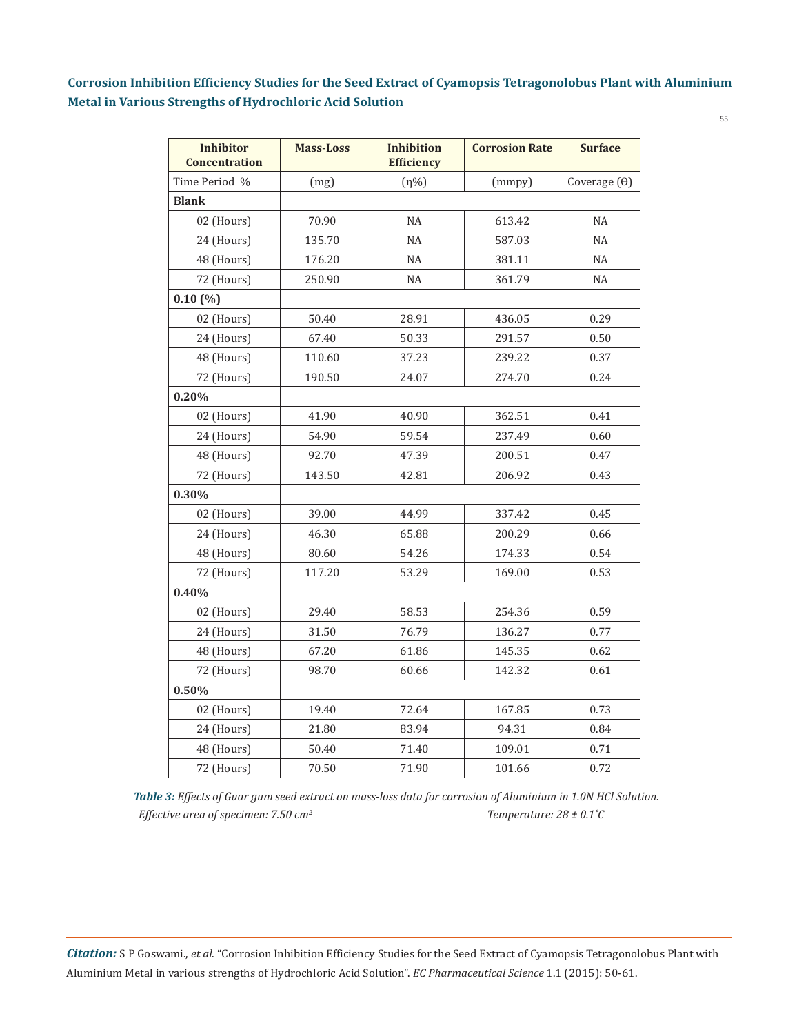| Inhibitor Concentration | Mass-Loss | Inhibition Efficiency | Corrosion Rate | Surface |
|---|---|---|---|---|
| Time Period % | (mg) | (η%) | (mmpy) | Coverage (Θ) |
| **Blank** | | | | |
| 02 (Hours) | 70.90 | NA | 613.42 | NA |
| 24 (Hours) | 135.70 | NA | 587.03 | NA |
| 48 (Hours) | 176.20 | NA | 381.11 | NA |
| 72 (Hours) | 250.90 | NA | 361.79 | NA |
| **0.10 (%)** | | | | |
| 02 (Hours) | 50.40 | 28.91 | 436.05 | 0.29 |
| 24 (Hours) | 67.40 | 50.33 | 291.57 | 0.50 |
| 48 (Hours) | 110.60 | 37.23 | 239.22 | 0.37 |
| 72 (Hours) | 190.50 | 24.07 | 274.70 | 0.24 |
| **0.20%** | | | | |
| 02 (Hours) | 41.90 | 40.90 | 362.51 | 0.41 |
| 24 (Hours) | 54.90 | 59.54 | 237.49 | 0.60 |
| 48 (Hours) | 92.70 | 47.39 | 200.51 | 0.47 |
| 72 (Hours) | 143.50 | 42.81 | 206.92 | 0.43 |
| **0.30%** | | | | |
| 02 (Hours) | 39.00 | 44.99 | 337.42 | 0.45 |
| 24 (Hours) | 46.30 | 65.88 | 200.29 | 0.66 |
| 48 (Hours) | 80.60 | 54.26 | 174.33 | 0.54 |
| 72 (Hours) | 117.20 | 53.29 | 169.00 | 0.53 |
| **0.40%** | | | | |
| 02 (Hours) | 29.40 | 58.53 | 254.36 | 0.59 |
| 24 (Hours) | 31.50 | 76.79 | 136.27 | 0.77 |
| 48 (Hours) | 67.20 | 61.86 | 145.35 | 0.62 |
| 72 (Hours) | 98.70 | 60.66 | 142.32 | 0.61 |
| **0.50%** | | | | |
| 02 (Hours) | 19.40 | 72.64 | 167.85 | 0.73 |
| 24 (Hours) | 21.80 | 83.94 | 94.31 | 0.84 |
| 48 (Hours) | 50.40 | 71.40 | 109.01 | 0.71 |
| 72 (Hours) | 70.50 | 71.90 | 101.66 | 0.72 |

***Table 3:*** *Effects of Guar gum seed extract on mass-loss data for corrosion of Aluminium in 1.0N HCl Solution.*
*Effective area of specimen: 7.50 $cm^2$* *Temperature: 28 ± 0.1°C*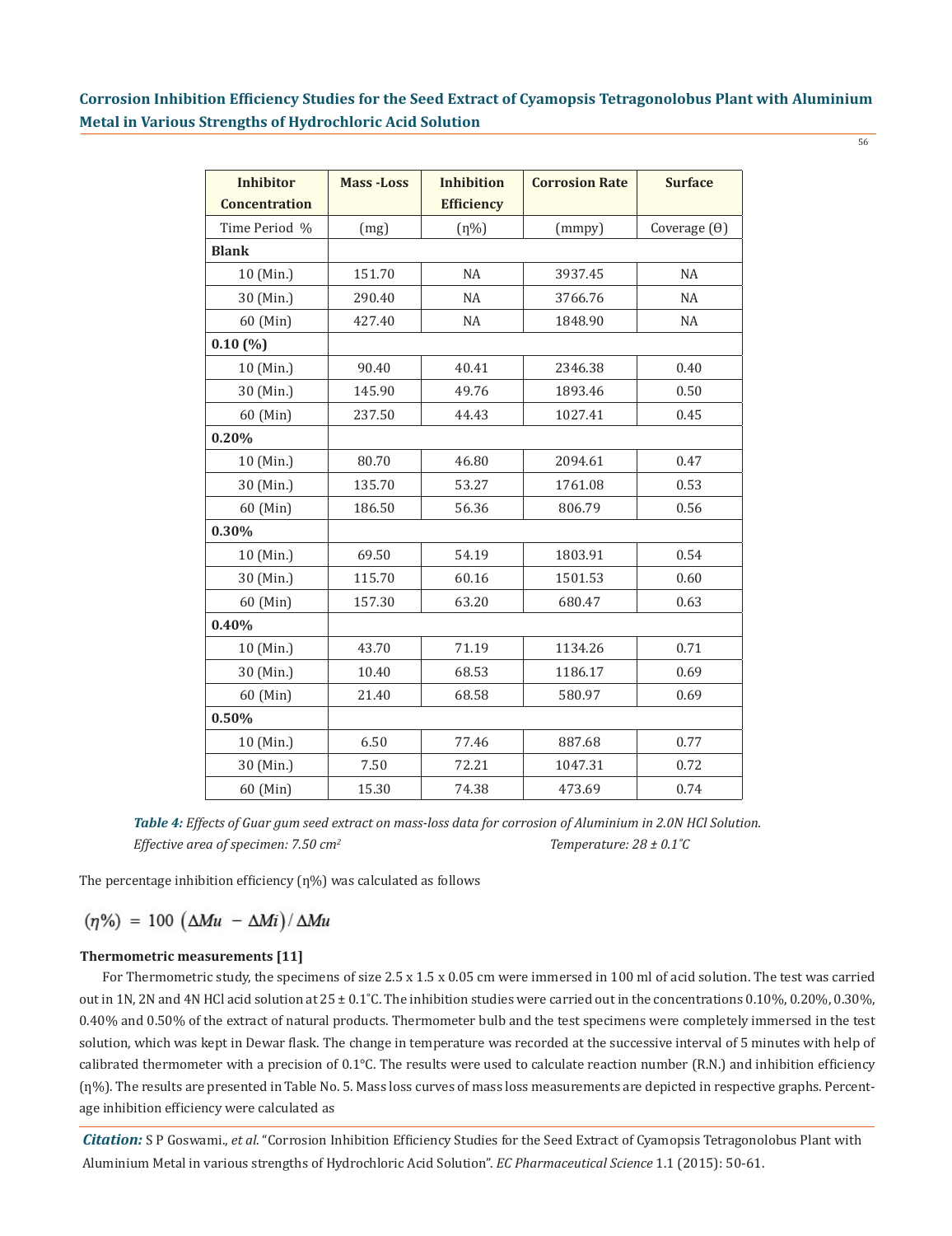| Inhibitor Concentration | Mass -Loss | Inhibition Efficiency | Corrosion Rate | Surface |
|---|---|---|---|---|
| Time Period % | (mg) | (η%) | (mmpy) | Coverage (θ) |
| **Blank** | | | | |
| 10 (Min.) | 151.70 | NA | 3937.45 | NA |
| 30 (Min.) | 290.40 | NA | 3766.76 | NA |
| 60 (Min) | 427.40 | NA | 1848.90 | NA |
| **0.10 (%)** | | | | |
| 10 (Min.) | 90.40 | 40.41 | 2346.38 | 0.40 |
| 30 (Min.) | 145.90 | 49.76 | 1893.46 | 0.50 |
| 60 (Min) | 237.50 | 44.43 | 1027.41 | 0.45 |
| **0.20%** | | | | |
| 10 (Min.) | 80.70 | 46.80 | 2094.61 | 0.47 |
| 30 (Min.) | 135.70 | 53.27 | 1761.08 | 0.53 |
| 60 (Min) | 186.50 | 56.36 | 806.79 | 0.56 |
| **0.30%** | | | | |
| 10 (Min.) | 69.50 | 54.19 | 1803.91 | 0.54 |
| 30 (Min.) | 115.70 | 60.16 | 1501.53 | 0.60 |
| 60 (Min) | 157.30 | 63.20 | 680.47 | 0.63 |
| **0.40%** | | | | |
| 10 (Min.) | 43.70 | 71.19 | 1134.26 | 0.71 |
| 30 (Min.) | 10.40 | 68.53 | 1186.17 | 0.69 |
| 60 (Min) | 21.40 | 68.58 | 580.97 | 0.69 |
| **0.50%** | | | | |
| 10 (Min.) | 6.50 | 77.46 | 887.68 | 0.77 |
| 30 (Min.) | 7.50 | 72.21 | 1047.31 | 0.72 |
| 60 (Min) | 15.30 | 74.38 | 473.69 | 0.74 |

***Table 4:*** *Effects of Guar gum seed extract on mass-loss data for corrosion of Aluminium in 2.0N HCl Solution.*
*Effective area of specimen: 7.50 cm²* *Temperature: 28 ± 0.1˚C*

The percentage inhibition efficiency (η%) was calculated as follows

$$(\eta\%) = 100\ (\Delta Mu - \Delta Mi)/\Delta Mu$$

**Thermometric measurements [11]**

For Thermometric study, the specimens of size 2.5 x 1.5 x 0.05 cm were immersed in 100 ml of acid solution. The test was carried out in 1N, 2N and 4N HCl acid solution at 25 ± 0.1˚C. The inhibition studies were carried out in the concentrations 0.10%, 0.20%, 0.30%, 0.40% and 0.50% of the extract of natural products. Thermometer bulb and the test specimens were completely immersed in the test solution, which was kept in Dewar flask. The change in temperature was recorded at the successive interval of 5 minutes with help of calibrated thermometer with a precision of 0.1°C. The results were used to calculate reaction number (R.N.) and inhibition efficiency (η%). The results are presented in Table No. 5. Mass loss curves of mass loss measurements are depicted in respective graphs. Percentage inhibition efficiency were calculated as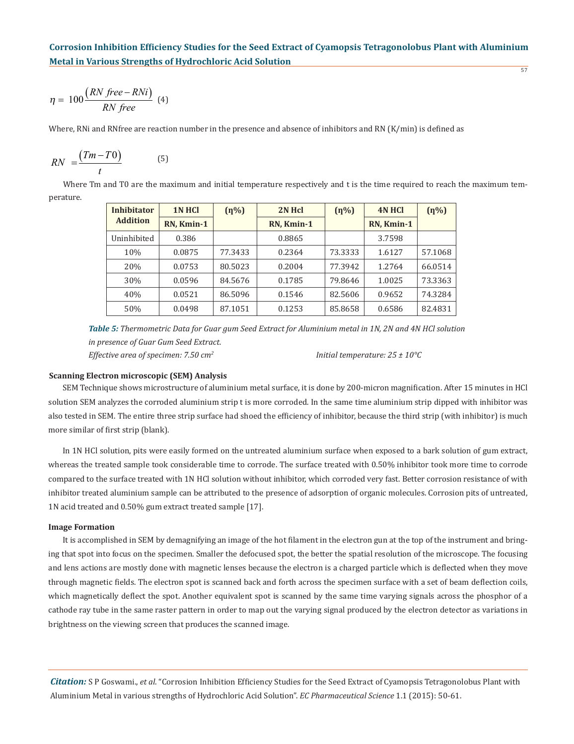$$\eta = 100\frac{(RN\ free - RNi)}{RN\ free} \quad (4)$$

Where, RNi and RNfree are reaction number in the presence and absence of inhibitors and RN (K/min) is defined as

$$RN = \frac{(Tm - T0)}{t} \quad (5)$$

Where Tm and T0 are the maximum and initial temperature respectively and t is the time required to reach the maximum temperature.

| Inhibitator Addition | 1N HCl | (η%) | 2N Hcl | (η%) | 4N HCl | (η%) |
|---|---|---|---|---|---|---|
| | RN, Kmin-1 | | RN, Kmin-1 | | RN, Kmin-1 | |
| Uninhibited | 0.386 | | 0.8865 | | 3.7598 | |
| 10% | 0.0875 | 77.3433 | 0.2364 | 73.3333 | 1.6127 | 57.1068 |
| 20% | 0.0753 | 80.5023 | 0.2004 | 77.3942 | 1.2764 | 66.0514 |
| 30% | 0.0596 | 84.5676 | 0.1785 | 79.8646 | 1.0025 | 73.3363 |
| 40% | 0.0521 | 86.5096 | 0.1546 | 82.5606 | 0.9652 | 74.3284 |
| 50% | 0.0498 | 87.1051 | 0.1253 | 85.8658 | 0.6586 | 82.4831 |

***Table 5:*** *Thermometric Data for Guar gum Seed Extract for Aluminium metal in 1N, 2N and 4N HCl solution in presence of Guar Gum Seed Extract.*

*Effective area of specimen: 7.50 $cm^2$* *Initial temperature: 25 ± 10°C*

### Scanning Electron microscopic (SEM) Analysis

SEM Technique shows microstructure of aluminium metal surface, it is done by 200-micron magnification. After 15 minutes in HCl solution SEM analyzes the corroded aluminium strip t is more corroded. In the same time aluminium strip dipped with inhibitor was also tested in SEM. The entire three strip surface had shoed the efficiency of inhibitor, because the third strip (with inhibitor) is much more similar of first strip (blank).

In 1N HCl solution, pits were easily formed on the untreated aluminium surface when exposed to a bark solution of gum extract, whereas the treated sample took considerable time to corrode. The surface treated with 0.50% inhibitor took more time to corrode compared to the surface treated with 1N HCl solution without inhibitor, which corroded very fast. Better corrosion resistance of with inhibitor treated aluminium sample can be attributed to the presence of adsorption of organic molecules. Corrosion pits of untreated, 1N acid treated and 0.50% gum extract treated sample [17].

### Image Formation

It is accomplished in SEM by demagnifying an image of the hot filament in the electron gun at the top of the instrument and bringing that spot into focus on the specimen. Smaller the defocused spot, the better the spatial resolution of the microscope. The focusing and lens actions are mostly done with magnetic lenses because the electron is a charged particle which is deflected when they move through magnetic fields. The electron spot is scanned back and forth across the specimen surface with a set of beam deflection coils, which magnetically deflect the spot. Another equivalent spot is scanned by the same time varying signals across the phosphor of a cathode ray tube in the same raster pattern in order to map out the varying signal produced by the electron detector as variations in brightness on the viewing screen that produces the scanned image.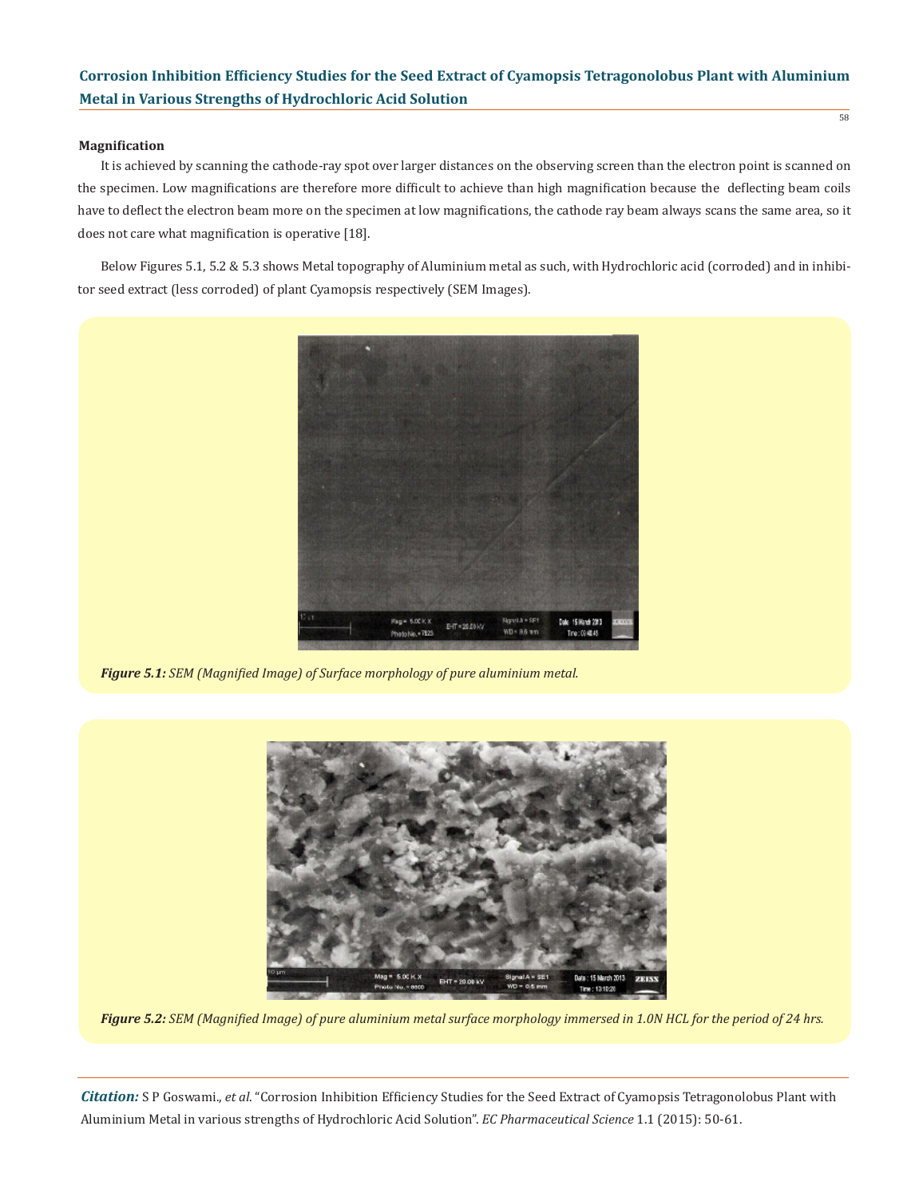#### Magnification

It is achieved by scanning the cathode-ray spot over larger distances on the observing screen than the electron point is scanned on the specimen. Low magnifications are therefore more difficult to achieve than high magnification because the deflecting beam coils have to deflect the electron beam more on the specimen at low magnifications, the cathode ray beam always scans the same area, so it does not care what magnification is operative [18].

Below Figures 5.1, 5.2 & 5.3 shows Metal topography of Aluminium metal as such, with Hydrochloric acid (corroded) and in inhibitor seed extract (less corroded) of plant Cyamopsis respectively (SEM Images).

***Figure 5.1:*** *SEM (Magnified Image) of Surface morphology of pure aluminium metal.*

***Figure 5.2:*** *SEM (Magnified Image) of pure aluminium metal surface morphology immersed in 1.0N HCL for the period of 24 hrs.*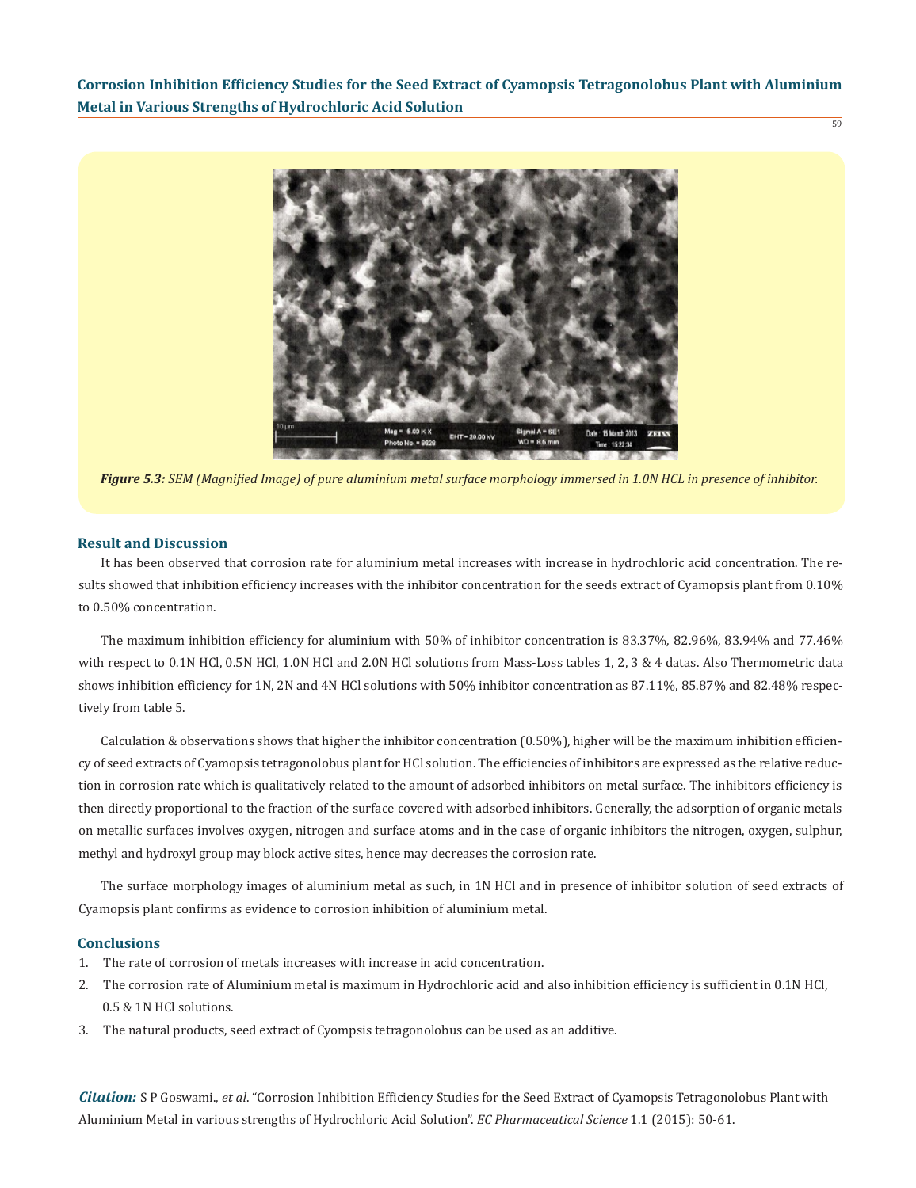*Figure 5.3: SEM (Magnified Image) of pure aluminium metal surface morphology immersed in 1.0N HCL in presence of inhibitor.*

## Result and Discussion

It has been observed that corrosion rate for aluminium metal increases with increase in hydrochloric acid concentration. The results showed that inhibition efficiency increases with the inhibitor concentration for the seeds extract of Cyamopsis plant from 0.10% to 0.50% concentration.

The maximum inhibition efficiency for aluminium with 50% of inhibitor concentration is 83.37%, 82.96%, 83.94% and 77.46% with respect to 0.1N HCl, 0.5N HCl, 1.0N HCl and 2.0N HCl solutions from Mass-Loss tables 1, 2, 3 & 4 datas. Also Thermometric data shows inhibition efficiency for 1N, 2N and 4N HCl solutions with 50% inhibitor concentration as 87.11%, 85.87% and 82.48% respectively from table 5.

Calculation & observations shows that higher the inhibitor concentration (0.50%), higher will be the maximum inhibition efficiency of seed extracts of Cyamopsis tetragonolobus plant for HCl solution. The efficiencies of inhibitors are expressed as the relative reduction in corrosion rate which is qualitatively related to the amount of adsorbed inhibitors on metal surface. The inhibitors efficiency is then directly proportional to the fraction of the surface covered with adsorbed inhibitors. Generally, the adsorption of organic metals on metallic surfaces involves oxygen, nitrogen and surface atoms and in the case of organic inhibitors the nitrogen, oxygen, sulphur, methyl and hydroxyl group may block active sites, hence may decreases the corrosion rate.

The surface morphology images of aluminium metal as such, in 1N HCl and in presence of inhibitor solution of seed extracts of Cyamopsis plant confirms as evidence to corrosion inhibition of aluminium metal.

## Conclusions

1. The rate of corrosion of metals increases with increase in acid concentration.
2. The corrosion rate of Aluminium metal is maximum in Hydrochloric acid and also inhibition efficiency is sufficient in 0.1N HCl, 0.5 & 1N HCl solutions.
3. The natural products, seed extract of Cyompsis tetragonolobus can be used as an additive.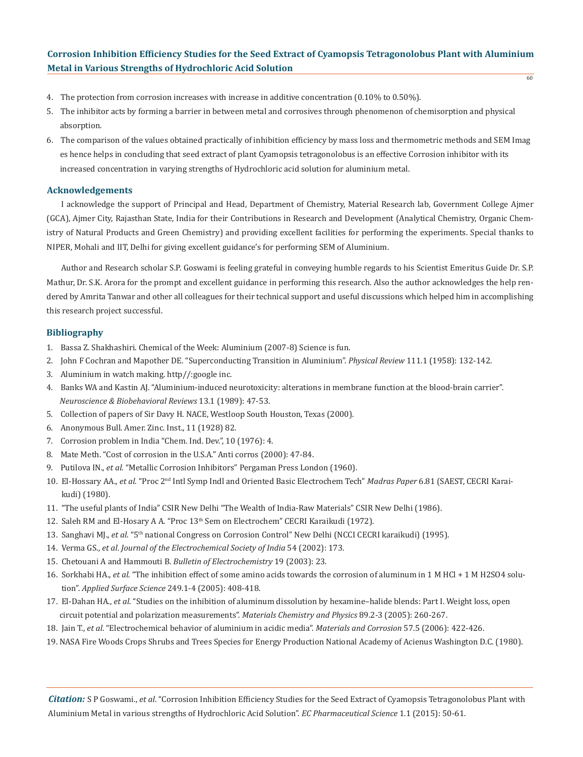4. The protection from corrosion increases with increase in additive concentration (0.10% to 0.50%).
5. The inhibitor acts by forming a barrier in between metal and corrosives through phenomenon of chemisorption and physical absorption.
6. The comparison of the values obtained practically of inhibition efficiency by mass loss and thermometric methods and SEM Imag es hence helps in concluding that seed extract of plant Cyamopsis tetragonolobus is an effective Corrosion inhibitor with its increased concentration in varying strengths of Hydrochloric acid solution for aluminium metal.

## Acknowledgements

I acknowledge the support of Principal and Head, Department of Chemistry, Material Research lab, Government College Ajmer (GCA), Ajmer City, Rajasthan State, India for their Contributions in Research and Development (Analytical Chemistry, Organic Chemistry of Natural Products and Green Chemistry) and providing excellent facilities for performing the experiments. Special thanks to NIPER, Mohali and IIT, Delhi for giving excellent guidance's for performing SEM of Aluminium.

Author and Research scholar S.P. Goswami is feeling grateful in conveying humble regards to his Scientist Emeritus Guide Dr. S.P. Mathur, Dr. S.K. Arora for the prompt and excellent guidance in performing this research. Also the author acknowledges the help rendered by Amrita Tanwar and other all colleagues for their technical support and useful discussions which helped him in accomplishing this research project successful.

## Bibliography

1. Bassa Z. Shakhashiri. Chemical of the Week: Aluminium (2007-8) Science is fun.
2. John F Cochran and Mapother DE. "Superconducting Transition in Aluminium". *Physical Review* 111.1 (1958): 132-142.
3. Aluminium in watch making. http//:google inc.
4. Banks WA and Kastin AJ. "Aluminium-induced neurotoxicity: alterations in membrane function at the blood-brain carrier". *Neuroscience & Biobehavioral Reviews* 13.1 (1989): 47-53.
5. Collection of papers of Sir Davy H. NACE, Westloop South Houston, Texas (2000).
6. Anonymous Bull. Amer. Zinc. Inst., 11 (1928) 82.
7. Corrosion problem in India "Chem. Ind. Dev.", 10 (1976): 4.
8. Mate Meth. "Cost of corrosion in the U.S.A." Anti corros (2000): 47-84.
9. Putilova IN., *et al*. "Metallic Corrosion Inhibitors" Pergaman Press London (1960).
10. El-Hossary AA., *et al*. "Proc 2nd Intl Symp Indl and Oriented Basic Electrochem Tech" *Madras Paper* 6.81 (SAEST, CECRI Karaikudi) (1980).
11. "The useful plants of India" CSIR New Delhi "The Wealth of India-Raw Materials" CSIR New Delhi (1986).
12. Saleh RM and El-Hosary A A. "Proc 13th Sem on Electrochem" CECRI Karaikudi (1972).
13. Sanghavi MJ., *et al*. "5th national Congress on Corrosion Control" New Delhi (NCCI CECRI karaikudi) (1995).
14. Verma GS., *et al*. *Journal of the Electrochemical Society of India* 54 (2002): 173.
15. Chetouani A and Hammouti B. *Bulletin of Electrochemistry* 19 (2003): 23.
16. Sorkhabi HA., *et al*. "The inhibition effect of some amino acids towards the corrosion of aluminum in 1 M HCl + 1 M H2SO4 solution". *Applied Surface Science* 249.1-4 (2005): 408-418.
17. El-Dahan HA., *et al*. "Studies on the inhibition of aluminum dissolution by hexamine–halide blends: Part I. Weight loss, open circuit potential and polarization measurements". *Materials Chemistry and Physics* 89.2-3 (2005): 260-267.
18. Jain T., *et al*. "Electrochemical behavior of aluminium in acidic media". *Materials and Corrosion* 57.5 (2006): 422-426.
19. NASA Fire Woods Crops Shrubs and Trees Species for Energy Production National Academy of Acienus Washington D.C. (1980).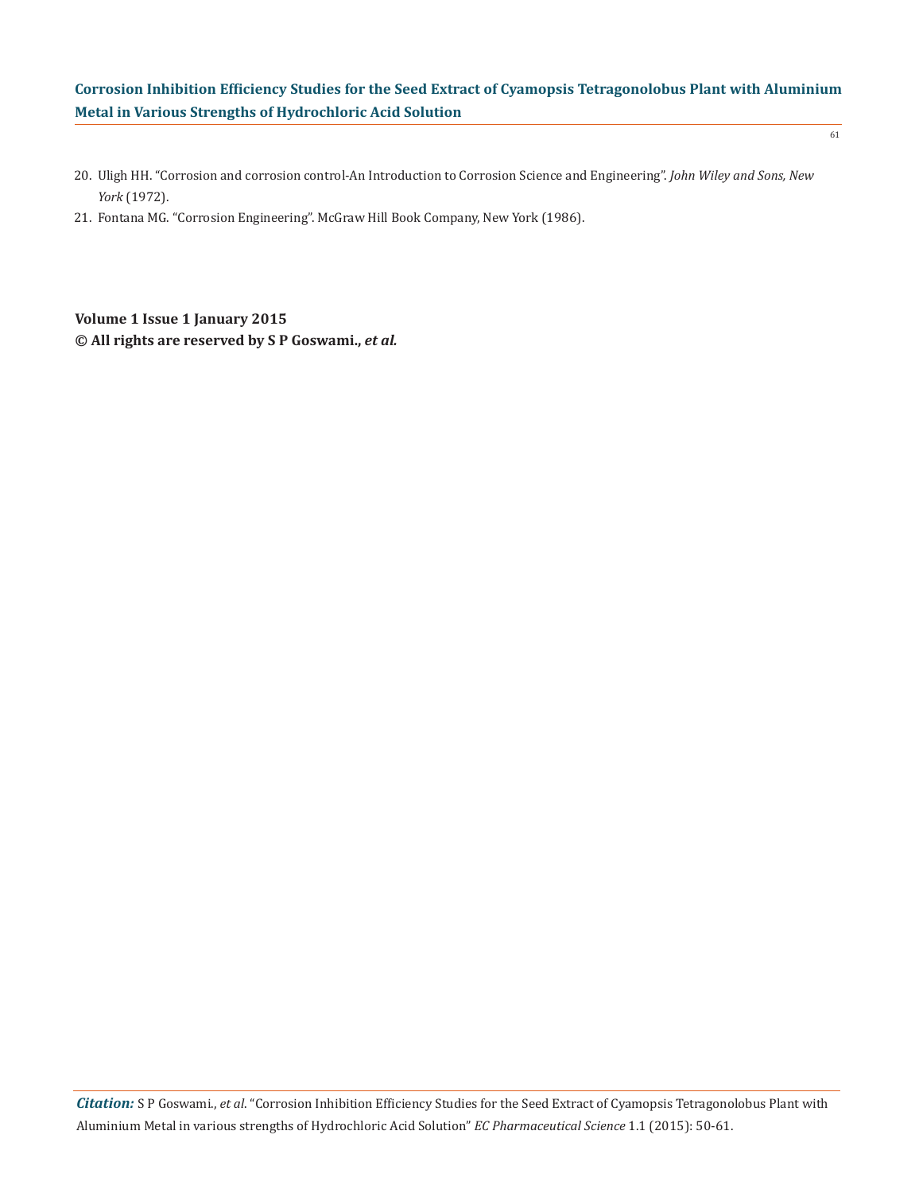20. Uligh HH. “Corrosion and corrosion control-An Introduction to Corrosion Science and Engineering”. *John Wiley and Sons, New York* (1972).
21. Fontana MG. “Corrosion Engineering”. McGraw Hill Book Company, New York (1986).

**Volume 1 Issue 1 January 2015**
**© All rights are reserved by S P Goswami., *et al.***